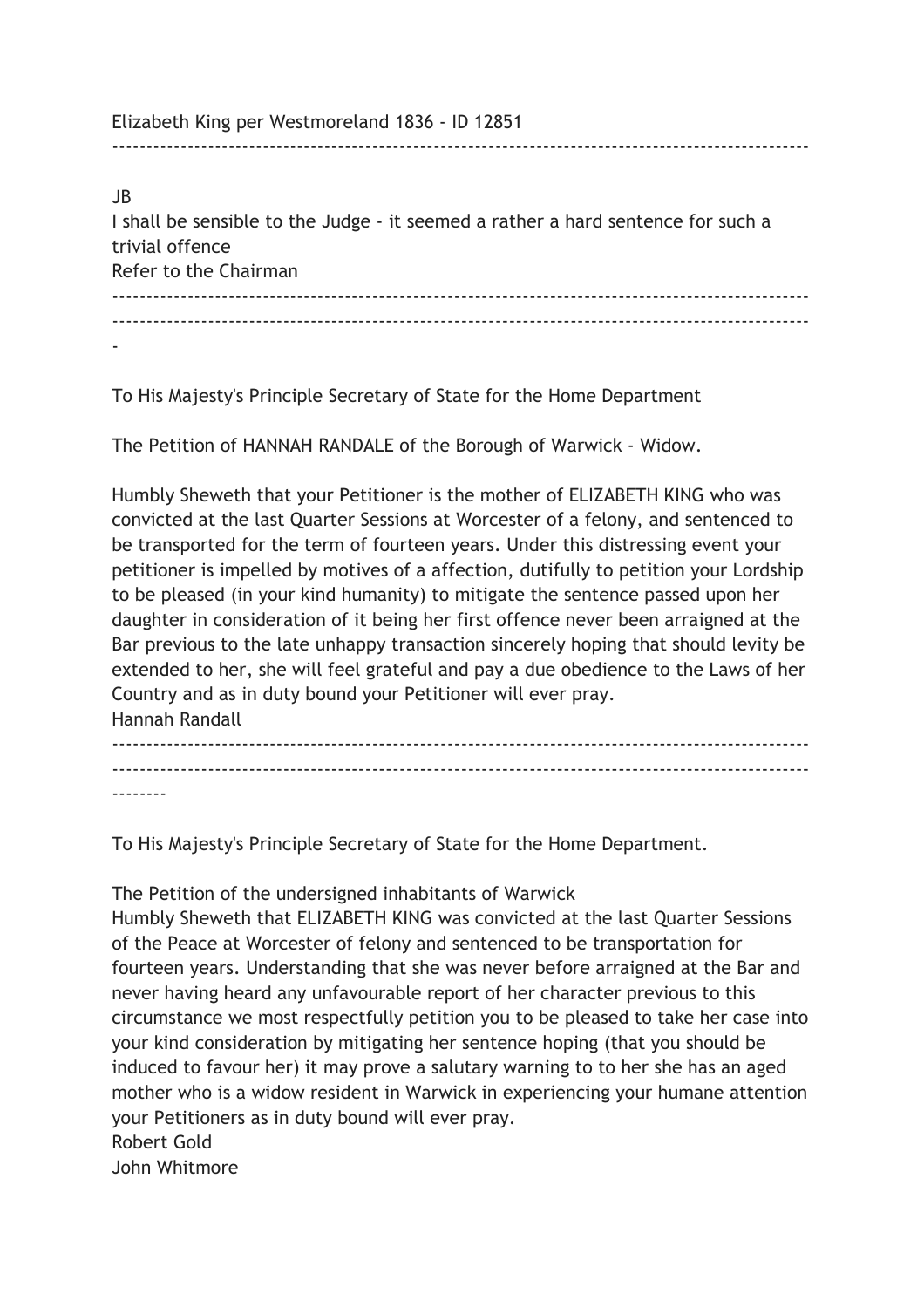Elizabeth King per Westmoreland 1836 - ID 12851

---

JB
I shall be sensible to the Judge - it seemed a rather a hard sentence for such a trivial offence
Refer to the Chairman

---

---

-

To His Majesty's Principle Secretary of State for the Home Department

The Petition of HANNAH RANDALE of the Borough of Warwick - Widow.

Humbly Sheweth that your Petitioner is the mother of ELIZABETH KING who was convicted at the last Quarter Sessions at Worcester of a felony, and sentenced to be transported for the term of fourteen years. Under this distressing event your petitioner is impelled by motives of a affection, dutifully to petition your Lordship to be pleased (in your kind humanity) to mitigate the sentence passed upon her daughter in consideration of it being her first offence never been arraigned at the Bar previous to the late unhappy transaction sincerely hoping that should levity be extended to her, she will feel grateful and pay a due obedience to the Laws of her Country and as in duty bound your Petitioner will ever pray.
Hannah Randall

---

---

--------

To His Majesty's Principle Secretary of State for the Home Department.

The Petition of the undersigned inhabitants of Warwick
Humbly Sheweth that ELIZABETH KING was convicted at the last Quarter Sessions of the Peace at Worcester of felony and sentenced to be transportation for fourteen years. Understanding that she was never before arraigned at the Bar and never having heard any unfavourable report of her character previous to this circumstance we most respectfully petition you to be pleased to take her case into your kind consideration by mitigating her sentence hoping (that you should be induced to favour her) it may prove a salutary warning to to her she has an aged mother who is a widow resident in Warwick in experiencing your humane attention your Petitioners as in duty bound will ever pray.
Robert Gold
John Whitmore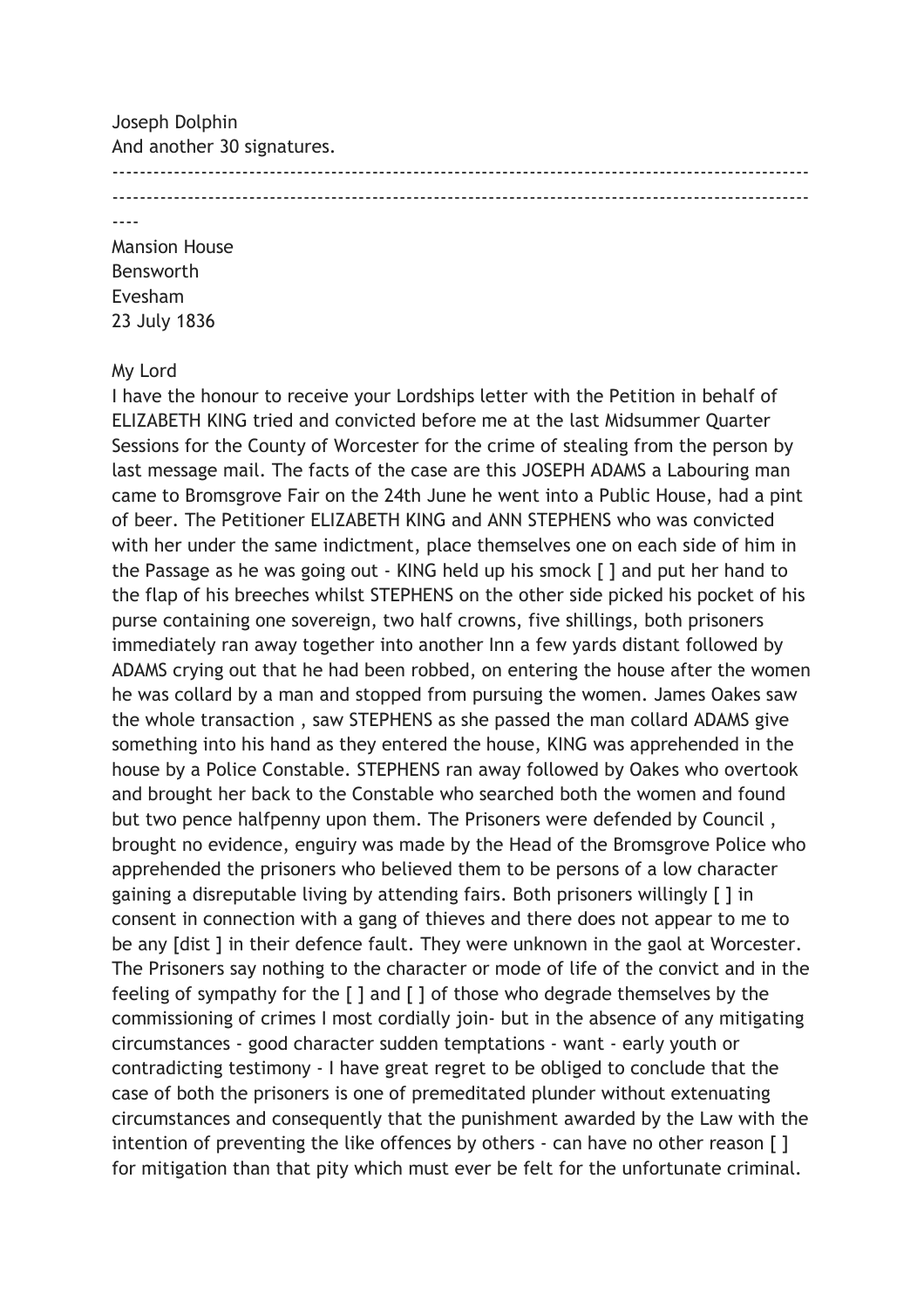Joseph Dolphin
And another 30 signatures.

---

Mansion House
Bensworth
Evesham
23 July 1836

My Lord
I have the honour to receive your Lordships letter with the Petition in behalf of ELIZABETH KING tried and convicted before me at the last Midsummer Quarter Sessions for the County of Worcester for the crime of stealing from the person by last message mail. The facts of the case are this JOSEPH ADAMS a Labouring man came to Bromsgrove Fair on the 24th June he went into a Public House, had a pint of beer. The Petitioner ELIZABETH KING and ANN STEPHENS who was convicted with her under the same indictment, place themselves one on each side of him in the Passage as he was going out - KING held up his smock [ ] and put her hand to the flap of his breeches whilst STEPHENS on the other side picked his pocket of his purse containing one sovereign, two half crowns, five shillings, both prisoners immediately ran away together into another Inn a few yards distant followed by ADAMS crying out that he had been robbed, on entering the house after the women he was collard by a man and stopped from pursuing the women. James Oakes saw the whole transaction , saw STEPHENS as she passed the man collard ADAMS give something into his hand as they entered the house, KING was apprehended in the house by a Police Constable. STEPHENS ran away followed by Oakes who overtook and brought her back to the Constable who searched both the women and found but two pence halfpenny upon them. The Prisoners were defended by Council , brought no evidence, enguiry was made by the Head of the Bromsgrove Police who apprehended the prisoners who believed them to be persons of a low character gaining a disreputable living by attending fairs. Both prisoners willingly [ ] in consent in connection with a gang of thieves and there does not appear to me to be any [dist ] in their defence fault. They were unknown in the gaol at Worcester. The Prisoners say nothing to the character or mode of life of the convict and in the feeling of sympathy for the [ ] and [ ] of those who degrade themselves by the commissioning of crimes I most cordially join- but in the absence of any mitigating circumstances - good character sudden temptations - want - early youth or contradicting testimony - I have great regret to be obliged to conclude that the case of both the prisoners is one of premeditated plunder without extenuating circumstances and consequently that the punishment awarded by the Law with the intention of preventing the like offences by others - can have no other reason [ ] for mitigation than that pity which must ever be felt for the unfortunate criminal.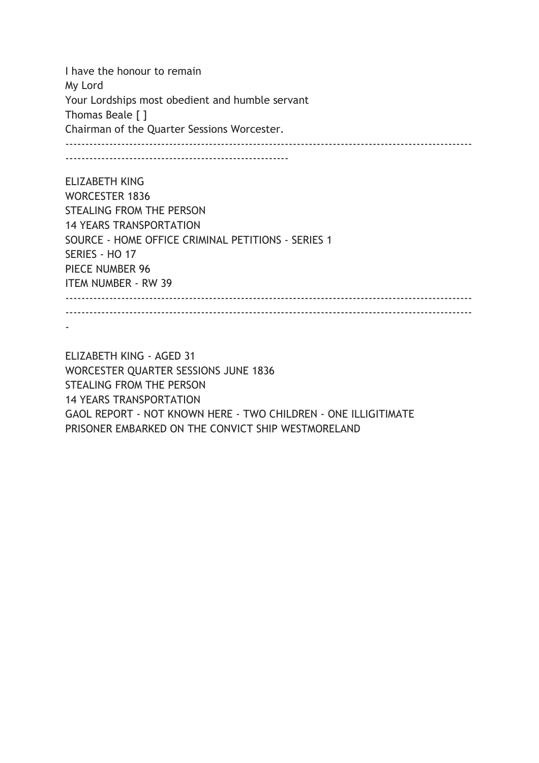I have the honour to remain
My Lord
Your Lordships most obedient and humble servant
Thomas Beale [ ]
Chairman of the Quarter Sessions Worcester.

---

ELIZABETH KING
WORCESTER 1836
STEALING FROM THE PERSON
14 YEARS TRANSPORTATION
SOURCE - HOME OFFICE CRIMINAL PETITIONS - SERIES 1
SERIES - HO 17
PIECE NUMBER 96
ITEM NUMBER - RW 39

---

ELIZABETH KING - AGED 31
WORCESTER QUARTER SESSIONS JUNE 1836
STEALING FROM THE PERSON
14 YEARS TRANSPORTATION
GAOL REPORT - NOT KNOWN HERE - TWO CHILDREN - ONE ILLIGITIMATE
PRISONER EMBARKED ON THE CONVICT SHIP WESTMORELAND